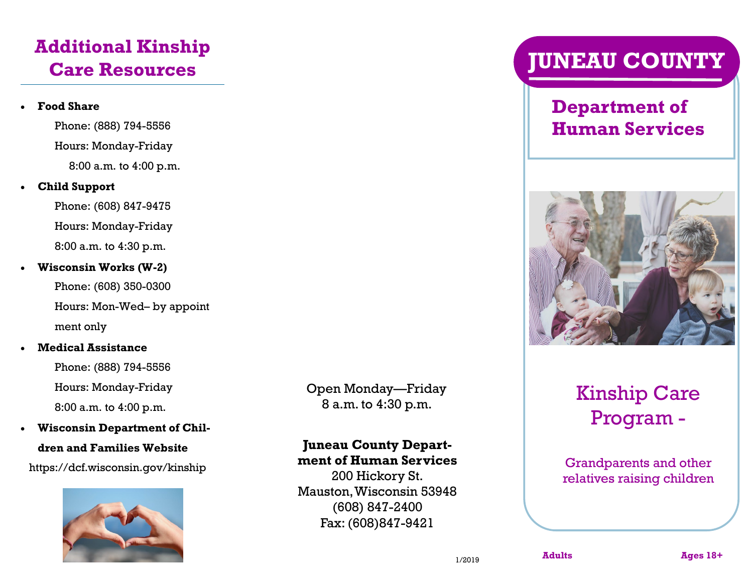## Additional Kinship Care Resources

- **Food Share**

  Phone: (888) 794-5556

  Hours: Monday-Friday

  8:00 a.m. to 4:00 p.m.

- **Child Support**

  Phone: (608) 847-9475

  Hours: Monday-Friday

  8:00 a.m. to 4:30 p.m.

- **Wisconsin Works (W-2)**

  Phone: (608) 350-0300

  Hours: Mon-Wed– by appointment only

- **Medical Assistance**

  Phone: (888) 794-5556

  Hours: Monday-Friday

  8:00 a.m. to 4:00 p.m.

- **Wisconsin Department of Children and Families Website**

  https://dcf.wisconsin.gov/kinship

Open Monday—Friday
8 a.m. to 4:30 p.m.

**Juneau County Department of Human Services**
200 Hickory St.
Mauston, Wisconsin 53948
(608) 847-2400
Fax: (608)847-9421

1/2019

# JUNEAU COUNTY

## Department of Human Services

## Kinship Care Program -

Grandparents and other relatives raising children

**Adults** **Ages 18+**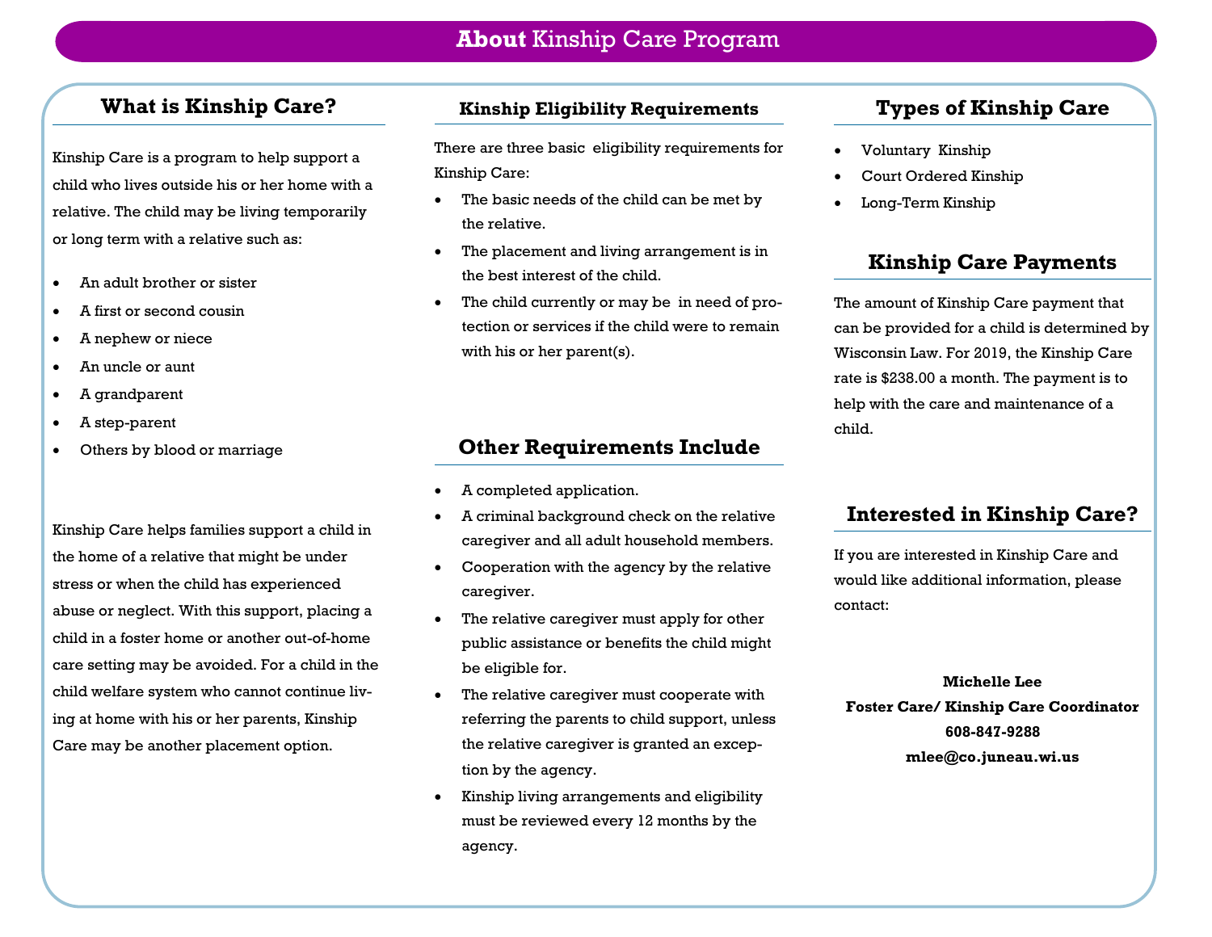# **About** Kinship Care Program

## What is Kinship Care?

Kinship Care is a program to help support a child who lives outside his or her home with a relative. The child may be living temporarily or long term with a relative such as:

- An adult brother or sister
- A first or second cousin
- A nephew or niece
- An uncle or aunt
- A grandparent
- A step-parent
- Others by blood or marriage

Kinship Care helps families support a child in the home of a relative that might be under stress or when the child has experienced abuse or neglect. With this support, placing a child in a foster home or another out-of-home care setting may be avoided. For a child in the child welfare system who cannot continue living at home with his or her parents, Kinship Care may be another placement option.

## Kinship Eligibility Requirements

There are three basic eligibility requirements for Kinship Care:

- The basic needs of the child can be met by the relative.
- The placement and living arrangement is in the best interest of the child.
- The child currently or may be in need of protection or services if the child were to remain with his or her parent(s).

## Other Requirements Include

- A completed application.
- A criminal background check on the relative caregiver and all adult household members.
- Cooperation with the agency by the relative caregiver.
- The relative caregiver must apply for other public assistance or benefits the child might be eligible for.
- The relative caregiver must cooperate with referring the parents to child support, unless the relative caregiver is granted an exception by the agency.
- Kinship living arrangements and eligibility must be reviewed every 12 months by the agency.

## Types of Kinship Care

- Voluntary Kinship
- Court Ordered Kinship
- Long-Term Kinship

## Kinship Care Payments

The amount of Kinship Care payment that can be provided for a child is determined by Wisconsin Law. For 2019, the Kinship Care rate is $238.00 a month. The payment is to help with the care and maintenance of a child.

## Interested in Kinship Care?

If you are interested in Kinship Care and would like additional information, please contact:

**Michelle Lee**
**Foster Care/ Kinship Care Coordinator**
**608-847-9288**
**mlee@co.juneau.wi.us**